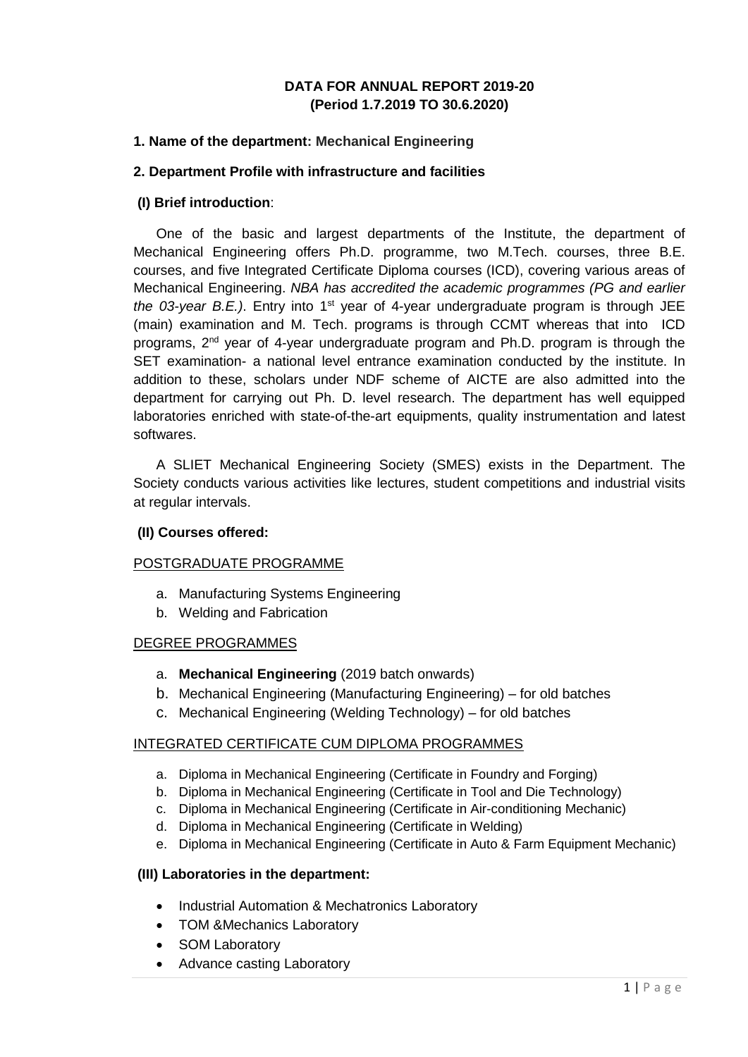**DATA FOR ANNUAL REPORT 2019-20**
**(Period 1.7.2019 TO 30.6.2020)**

**1. Name of the department: Mechanical Engineering**

**2. Department Profile with infrastructure and facilities**

**(I) Brief introduction**:

One of the basic and largest departments of the Institute, the department of Mechanical Engineering offers Ph.D. programme, two M.Tech. courses, three B.E. courses, and five Integrated Certificate Diploma courses (ICD), covering various areas of Mechanical Engineering. *NBA has accredited the academic programmes (PG and earlier the 03-year B.E.)*. Entry into 1st year of 4-year undergraduate program is through JEE (main) examination and M. Tech. programs is through CCMT whereas that into ICD programs, 2nd year of 4-year undergraduate program and Ph.D. program is through the SET examination- a national level entrance examination conducted by the institute. In addition to these, scholars under NDF scheme of AICTE are also admitted into the department for carrying out Ph. D. level research. The department has well equipped laboratories enriched with state-of-the-art equipments, quality instrumentation and latest softwares.

A SLIET Mechanical Engineering Society (SMES) exists in the Department. The Society conducts various activities like lectures, student competitions and industrial visits at regular intervals.

**(II) Courses offered:**

POSTGRADUATE PROGRAMME

a. Manufacturing Systems Engineering
b. Welding and Fabrication

DEGREE PROGRAMMES

a. **Mechanical Engineering** (2019 batch onwards)
b. Mechanical Engineering (Manufacturing Engineering) – for old batches
c. Mechanical Engineering (Welding Technology) – for old batches

INTEGRATED CERTIFICATE CUM DIPLOMA PROGRAMMES

a. Diploma in Mechanical Engineering (Certificate in Foundry and Forging)
b. Diploma in Mechanical Engineering (Certificate in Tool and Die Technology)
c. Diploma in Mechanical Engineering (Certificate in Air-conditioning Mechanic)
d. Diploma in Mechanical Engineering (Certificate in Welding)
e. Diploma in Mechanical Engineering (Certificate in Auto & Farm Equipment Mechanic)

**(III) Laboratories in the department:**

- Industrial Automation & Mechatronics Laboratory
- TOM &Mechanics Laboratory
- SOM Laboratory
- Advance casting Laboratory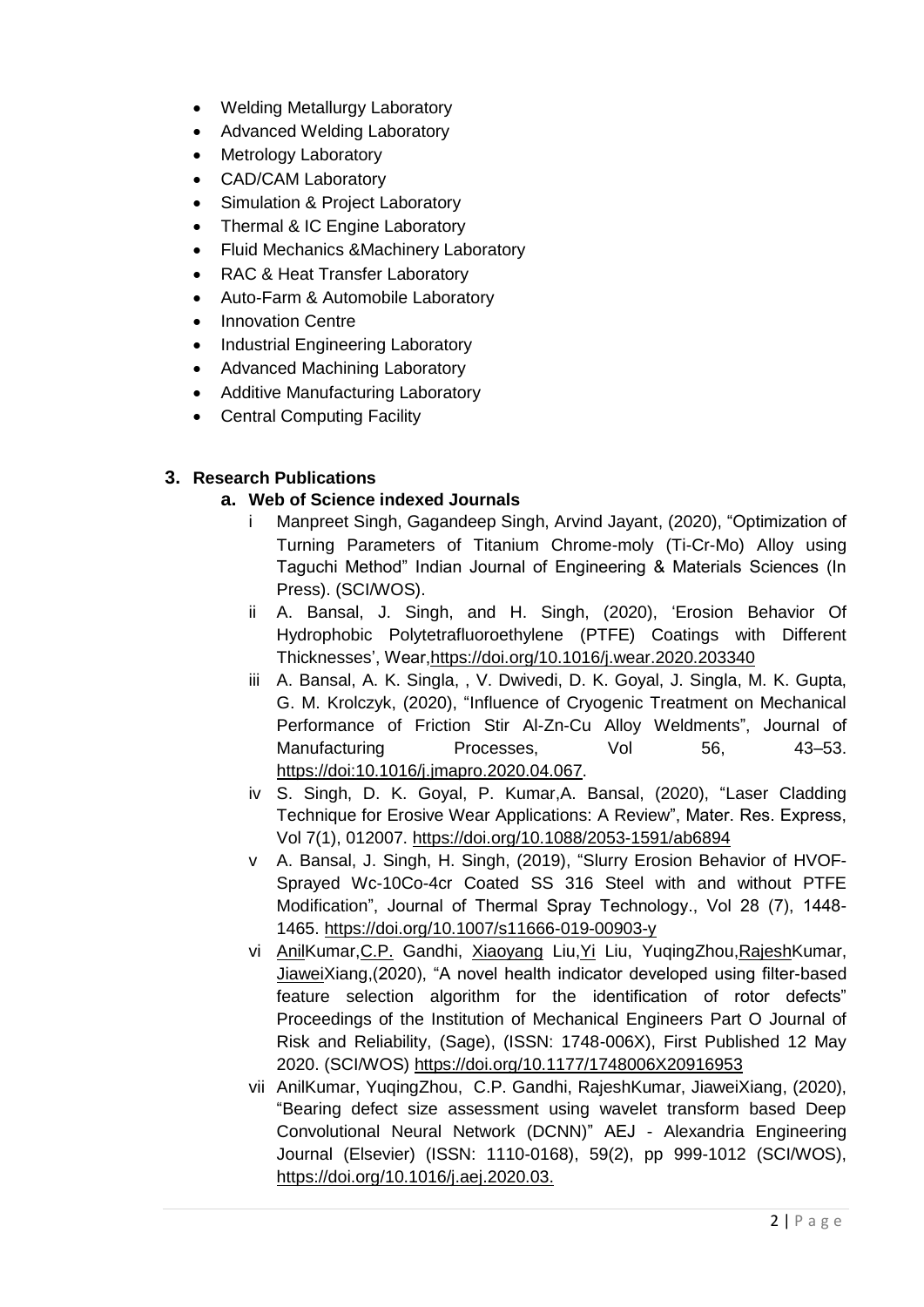- Welding Metallurgy Laboratory
- Advanced Welding Laboratory
- Metrology Laboratory
- CAD/CAM Laboratory
- Simulation & Project Laboratory
- Thermal & IC Engine Laboratory
- Fluid Mechanics &Machinery Laboratory
- RAC & Heat Transfer Laboratory
- Auto-Farm & Automobile Laboratory
- Innovation Centre
- Industrial Engineering Laboratory
- Advanced Machining Laboratory
- Additive Manufacturing Laboratory
- Central Computing Facility

## 3. Research Publications

### a. Web of Science indexed Journals

i Manpreet Singh, Gagandeep Singh, Arvind Jayant, (2020), "Optimization of Turning Parameters of Titanium Chrome-moly (Ti-Cr-Mo) Alloy using Taguchi Method" Indian Journal of Engineering & Materials Sciences (In Press). (SCI/WOS).

ii A. Bansal, J. Singh, and H. Singh, (2020), 'Erosion Behavior Of Hydrophobic Polytetrafluoroethylene (PTFE) Coatings with Different Thicknesses', Wear,https://doi.org/10.1016/j.wear.2020.203340

iii A. Bansal, A. K. Singla, , V. Dwivedi, D. K. Goyal, J. Singla, M. K. Gupta, G. M. Krolczyk, (2020), "Influence of Cryogenic Treatment on Mechanical Performance of Friction Stir Al-Zn-Cu Alloy Weldments", Journal of Manufacturing Processes, Vol 56, 43–53. https://doi:10.1016/j.jmapro.2020.04.067.

iv S. Singh, D. K. Goyal, P. Kumar,A. Bansal, (2020), "Laser Cladding Technique for Erosive Wear Applications: A Review", Mater. Res. Express, Vol 7(1), 012007. https://doi.org/10.1088/2053-1591/ab6894

v A. Bansal, J. Singh, H. Singh, (2019), "Slurry Erosion Behavior of HVOF-Sprayed Wc-10Co-4cr Coated SS 316 Steel with and without PTFE Modification", Journal of Thermal Spray Technology., Vol 28 (7), 1448-1465. https://doi.org/10.1007/s11666-019-00903-y

vi AnilKumar,C.P. Gandhi, Xiaoyang Liu,Yi Liu, YuqingZhou,RajeshKumar, JiaweiXiang,(2020), "A novel health indicator developed using filter-based feature selection algorithm for the identification of rotor defects" Proceedings of the Institution of Mechanical Engineers Part O Journal of Risk and Reliability, (Sage), (ISSN: 1748-006X), First Published 12 May 2020. (SCI/WOS) https://doi.org/10.1177/1748006X20916953

vii AnilKumar, YuqingZhou, C.P. Gandhi, RajeshKumar, JiaweiXiang, (2020), "Bearing defect size assessment using wavelet transform based Deep Convolutional Neural Network (DCNN)" AEJ - Alexandria Engineering Journal (Elsevier) (ISSN: 1110-0168), 59(2), pp 999-1012 (SCI/WOS), https://doi.org/10.1016/j.aej.2020.03.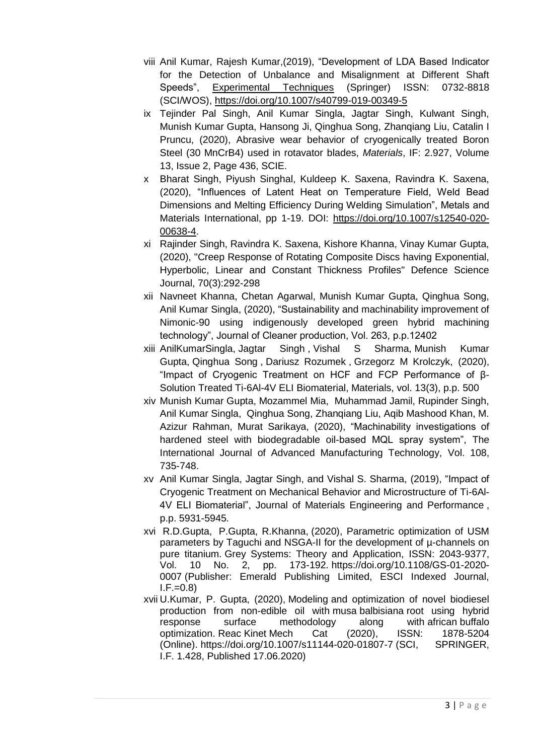- viii Anil Kumar, Rajesh Kumar,(2019), "Development of LDA Based Indicator for the Detection of Unbalance and Misalignment at Different Shaft Speeds", Experimental Techniques (Springer) ISSN: 0732-8818 (SCI/WOS), https://doi.org/10.1007/s40799-019-00349-5
- ix Tejinder Pal Singh, Anil Kumar Singla, Jagtar Singh, Kulwant Singh, Munish Kumar Gupta, Hansong Ji, Qinghua Song, Zhanqiang Liu, Catalin I Pruncu, (2020), Abrasive wear behavior of cryogenically treated Boron Steel (30 MnCrB4) used in rotavator blades, *Materials*, IF: 2.927, Volume 13, Issue 2, Page 436, SCIE.
- x Bharat Singh, Piyush Singhal, Kuldeep K. Saxena, Ravindra K. Saxena, (2020), "Influences of Latent Heat on Temperature Field, Weld Bead Dimensions and Melting Efficiency During Welding Simulation", Metals and Materials International, pp 1-19. DOI: https://doi.org/10.1007/s12540-020-00638-4.
- xi Rajinder Singh, Ravindra K. Saxena, Kishore Khanna, Vinay Kumar Gupta, (2020), "Creep Response of Rotating Composite Discs having Exponential, Hyperbolic, Linear and Constant Thickness Profiles" Defence Science Journal, 70(3):292-298
- xii Navneet Khanna, Chetan Agarwal, Munish Kumar Gupta, Qinghua Song, Anil Kumar Singla, (2020), "Sustainability and machinability improvement of Nimonic-90 using indigenously developed green hybrid machining technology", Journal of Cleaner production, Vol. 263, p.p.12402
- xiii AnilKumarSingla, Jagtar Singh , Vishal S Sharma, Munish Kumar Gupta, Qinghua Song , Dariusz Rozumek , Grzegorz M Krolczyk, (2020), "Impact of Cryogenic Treatment on HCF and FCP Performance of β-Solution Treated Ti-6Al-4V ELI Biomaterial, Materials, vol. 13(3), p.p. 500
- xiv Munish Kumar Gupta, Mozammel Mia, Muhammad Jamil, Rupinder Singh, Anil Kumar Singla, Qinghua Song, Zhanqiang Liu, Aqib Mashood Khan, M. Azizur Rahman, Murat Sarikaya, (2020), "Machinability investigations of hardened steel with biodegradable oil-based MQL spray system", The International Journal of Advanced Manufacturing Technology, Vol. 108, 735-748.
- xv Anil Kumar Singla, Jagtar Singh, and Vishal S. Sharma, (2019), "Impact of Cryogenic Treatment on Mechanical Behavior and Microstructure of Ti-6Al-4V ELI Biomaterial", Journal of Materials Engineering and Performance , p.p. 5931-5945.
- xvi R.D.Gupta, P.Gupta, R.Khanna, (2020), Parametric optimization of USM parameters by Taguchi and NSGA-II for the development of µ-channels on pure titanium. Grey Systems: Theory and Application, ISSN: 2043-9377, Vol. 10 No. 2, pp. 173-192. https://doi.org/10.1108/GS-01-2020-0007 (Publisher: Emerald Publishing Limited, ESCI Indexed Journal, I.F.=0.8)
- xvii U.Kumar, P. Gupta, (2020), Modeling and optimization of novel biodiesel production from non-edible oil with musa balbisiana root using hybrid response surface methodology along with african buffalo optimization. Reac Kinet Mech Cat (2020), ISSN: 1878-5204 (Online). https://doi.org/10.1007/s11144-020-01807-7 (SCI, SPRINGER, I.F. 1.428, Published 17.06.2020)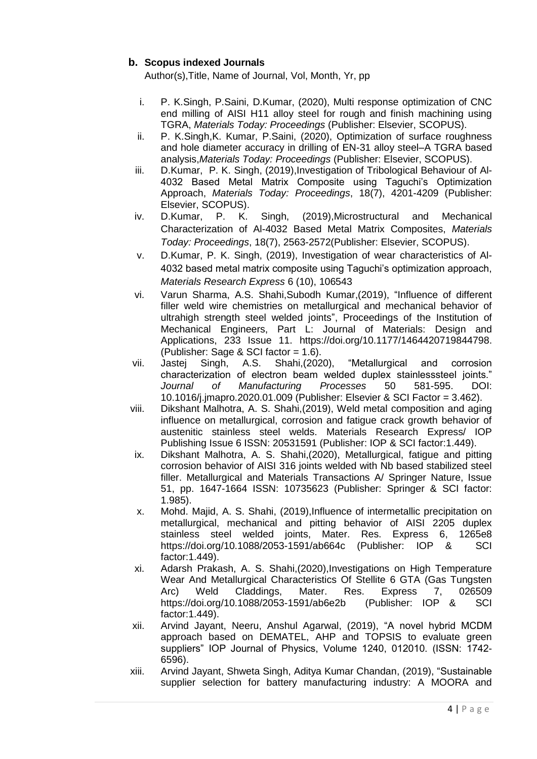## b. Scopus indexed Journals

Author(s),Title, Name of Journal, Vol, Month, Yr, pp

i. P. K.Singh, P.Saini, D.Kumar, (2020), Multi response optimization of CNC end milling of AISI H11 alloy steel for rough and finish machining using TGRA, *Materials Today: Proceedings* (Publisher: Elsevier, SCOPUS).

ii. P. K.Singh,K. Kumar, P.Saini, (2020), Optimization of surface roughness and hole diameter accuracy in drilling of EN-31 alloy steel–A TGRA based analysis,*Materials Today: Proceedings* (Publisher: Elsevier, SCOPUS).

iii. D.Kumar, P. K. Singh, (2019),Investigation of Tribological Behaviour of Al-4032 Based Metal Matrix Composite using Taguchi's Optimization Approach, *Materials Today: Proceedings*, 18(7), 4201-4209 (Publisher: Elsevier, SCOPUS).

iv. D.Kumar, P. K. Singh, (2019),Microstructural and Mechanical Characterization of Al-4032 Based Metal Matrix Composites, *Materials Today: Proceedings*, 18(7), 2563-2572(Publisher: Elsevier, SCOPUS).

v. D.Kumar, P. K. Singh, (2019), Investigation of wear characteristics of Al-4032 based metal matrix composite using Taguchi's optimization approach, *Materials Research Express* 6 (10), 106543

vi. Varun Sharma, A.S. Shahi,Subodh Kumar,(2019), "Influence of different filler weld wire chemistries on metallurgical and mechanical behavior of ultrahigh strength steel welded joints", Proceedings of the Institution of Mechanical Engineers, Part L: Journal of Materials: Design and Applications, 233 Issue 11. https://doi.org/10.1177/1464420719844798. (Publisher: Sage & SCI factor = 1.6).

vii. Jastej Singh, A.S. Shahi,(2020), "Metallurgical and corrosion characterization of electron beam welded duplex stainlesssteel joints." *Journal of Manufacturing Processes* 50 581-595. DOI: 10.1016/j.jmapro.2020.01.009 (Publisher: Elsevier & SCI Factor = 3.462).

viii. Dikshant Malhotra, A. S. Shahi,(2019), Weld metal composition and aging influence on metallurgical, corrosion and fatigue crack growth behavior of austenitic stainless steel welds. Materials Research Express/ IOP Publishing Issue 6 ISSN: 20531591 (Publisher: IOP & SCI factor:1.449).

ix. Dikshant Malhotra, A. S. Shahi,(2020), Metallurgical, fatigue and pitting corrosion behavior of AISI 316 joints welded with Nb based stabilized steel filler. Metallurgical and Materials Transactions A/ Springer Nature, Issue 51, pp. 1647-1664 ISSN: 10735623 (Publisher: Springer & SCI factor: 1.985).

x. Mohd. Majid, A. S. Shahi, (2019),Influence of intermetallic precipitation on metallurgical, mechanical and pitting behavior of AISI 2205 duplex stainless steel welded joints, Mater. Res. Express 6, 1265e8 https://doi.org/10.1088/2053-1591/ab664c (Publisher: IOP & SCI factor:1.449).

xi. Adarsh Prakash, A. S. Shahi,(2020),Investigations on High Temperature Wear And Metallurgical Characteristics Of Stellite 6 GTA (Gas Tungsten Arc) Weld Claddings, Mater. Res. Express 7, 026509 https://doi.org/10.1088/2053-1591/ab6e2b (Publisher: IOP & SCI factor:1.449).

xii. Arvind Jayant, Neeru, Anshul Agarwal, (2019), "A novel hybrid MCDM approach based on DEMATEL, AHP and TOPSIS to evaluate green suppliers" IOP Journal of Physics, Volume 1240, 012010. (ISSN: 1742-6596).

xiii. Arvind Jayant, Shweta Singh, Aditya Kumar Chandan, (2019), "Sustainable supplier selection for battery manufacturing industry: A MOORA and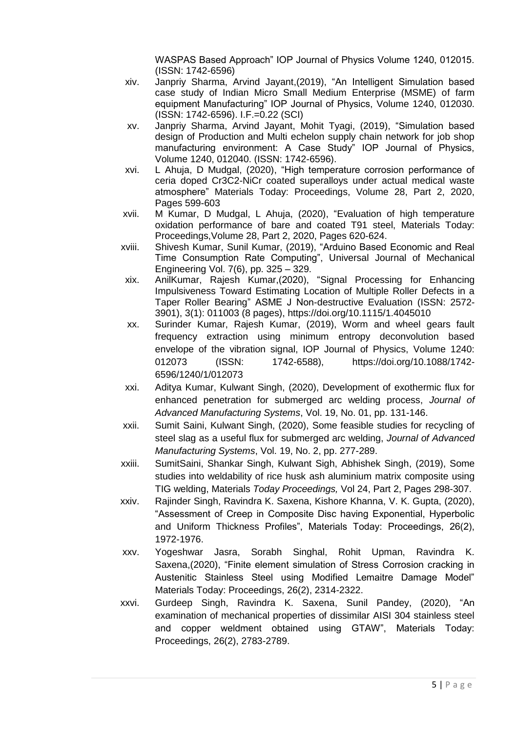WASPAS Based Approach" IOP Journal of Physics Volume 1240, 012015. (ISSN: 1742-6596)

xiv. Janpriy Sharma, Arvind Jayant,(2019), "An Intelligent Simulation based case study of Indian Micro Small Medium Enterprise (MSME) of farm equipment Manufacturing" IOP Journal of Physics, Volume 1240, 012030. (ISSN: 1742-6596). I.F.=0.22 (SCI)

xv. Janpriy Sharma, Arvind Jayant, Mohit Tyagi, (2019), "Simulation based design of Production and Multi echelon supply chain network for job shop manufacturing environment: A Case Study" IOP Journal of Physics, Volume 1240, 012040. (ISSN: 1742-6596).

xvi. L Ahuja, D Mudgal, (2020), "High temperature corrosion performance of ceria doped $Cr_3C_2$-NiCr coated superalloys under actual medical waste atmosphere" Materials Today: Proceedings, Volume 28, Part 2, 2020, Pages 599-603

xvii. M Kumar, D Mudgal, L Ahuja, (2020), "Evaluation of high temperature oxidation performance of bare and coated T91 steel, Materials Today: Proceedings,Volume 28, Part 2, 2020, Pages 620-624.

xviii. Shivesh Kumar, Sunil Kumar, (2019), "Arduino Based Economic and Real Time Consumption Rate Computing", Universal Journal of Mechanical Engineering Vol. 7(6), pp. 325 – 329.

xix. AnilKumar, Rajesh Kumar,(2020), "Signal Processing for Enhancing Impulsiveness Toward Estimating Location of Multiple Roller Defects in a Taper Roller Bearing" ASME J Non-destructive Evaluation (ISSN: 2572-3901), 3(1): 011003 (8 pages), https://doi.org/10.1115/1.4045010

xx. Surinder Kumar, Rajesh Kumar, (2019), Worm and wheel gears fault frequency extraction using minimum entropy deconvolution based envelope of the vibration signal, IOP Journal of Physics, Volume 1240: 012073 (ISSN: 1742-6588), https://doi.org/10.1088/1742-6596/1240/1/012073

xxi. Aditya Kumar, Kulwant Singh, (2020), Development of exothermic flux for enhanced penetration for submerged arc welding process, *Journal of Advanced Manufacturing Systems*, Vol. 19, No. 01, pp. 131-146.

xxii. Sumit Saini, Kulwant Singh, (2020), Some feasible studies for recycling of steel slag as a useful flux for submerged arc welding, *Journal of Advanced Manufacturing Systems*, Vol. 19, No. 2, pp. 277-289.

xxiii. SumitSaini, Shankar Singh, Kulwant Sigh, Abhishek Singh, (2019), Some studies into weldability of rice husk ash aluminium matrix composite using TIG welding, Materials *Today Proceedings,* Vol 24, Part 2, Pages 298-307.

xxiv. Rajinder Singh, Ravindra K. Saxena, Kishore Khanna, V. K. Gupta, (2020), "Assessment of Creep in Composite Disc having Exponential, Hyperbolic and Uniform Thickness Profiles", Materials Today: Proceedings, 26(2), 1972-1976.

xxv. Yogeshwar Jasra, Sorabh Singhal, Rohit Upman, Ravindra K. Saxena,(2020), "Finite element simulation of Stress Corrosion cracking in Austenitic Stainless Steel using Modified Lemaitre Damage Model" Materials Today: Proceedings, 26(2), 2314-2322.

xxvi. Gurdeep Singh, Ravindra K. Saxena, Sunil Pandey, (2020), "An examination of mechanical properties of dissimilar AISI 304 stainless steel and copper weldment obtained using GTAW", Materials Today: Proceedings, 26(2), 2783-2789.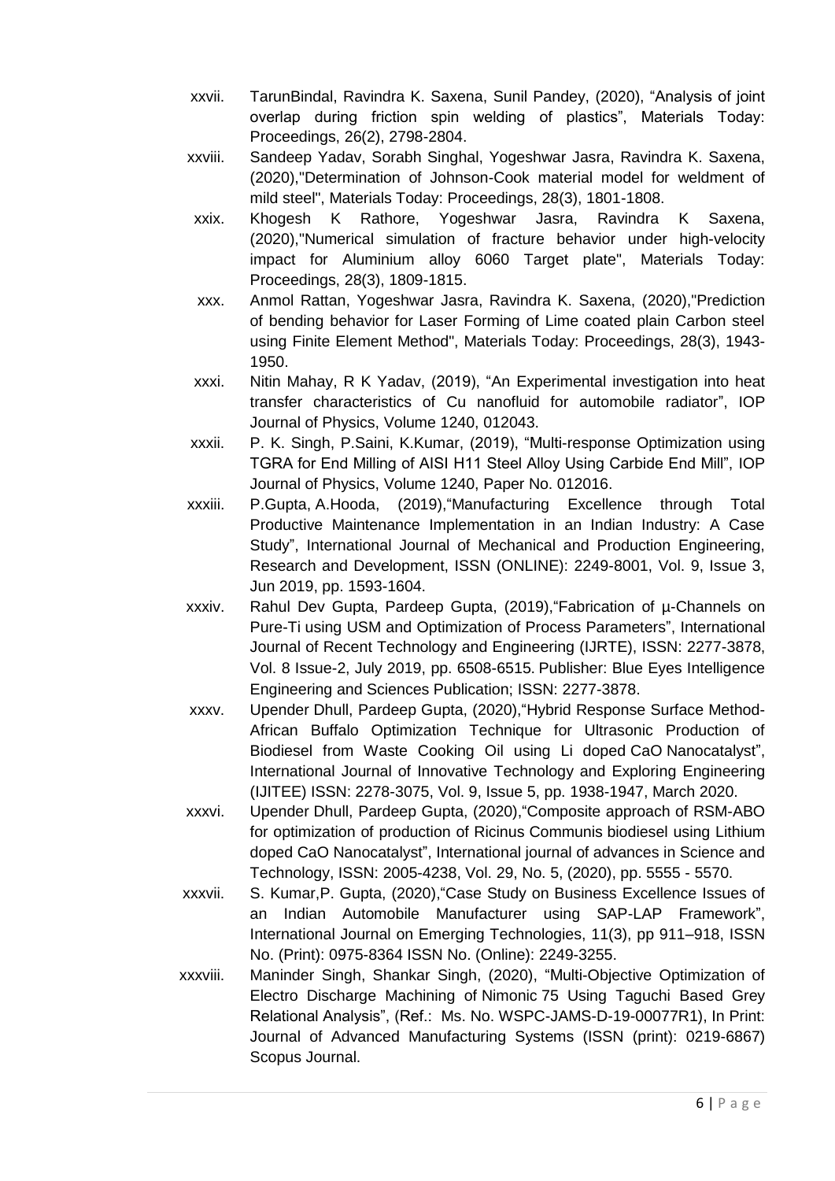xxvii. TarunBindal, Ravindra K. Saxena, Sunil Pandey, (2020), "Analysis of joint overlap during friction spin welding of plastics", Materials Today: Proceedings, 26(2), 2798-2804.

xxviii. Sandeep Yadav, Sorabh Singhal, Yogeshwar Jasra, Ravindra K. Saxena, (2020),"Determination of Johnson-Cook material model for weldment of mild steel", Materials Today: Proceedings, 28(3), 1801-1808.

xxix. Khogesh K Rathore, Yogeshwar Jasra, Ravindra K Saxena, (2020),"Numerical simulation of fracture behavior under high-velocity impact for Aluminium alloy 6060 Target plate", Materials Today: Proceedings, 28(3), 1809-1815.

xxx. Anmol Rattan, Yogeshwar Jasra, Ravindra K. Saxena, (2020),"Prediction of bending behavior for Laser Forming of Lime coated plain Carbon steel using Finite Element Method", Materials Today: Proceedings, 28(3), 1943-1950.

xxxi. Nitin Mahay, R K Yadav, (2019), "An Experimental investigation into heat transfer characteristics of Cu nanofluid for automobile radiator", IOP Journal of Physics, Volume 1240, 012043.

xxxii. P. K. Singh, P.Saini, K.Kumar, (2019), "Multi-response Optimization using TGRA for End Milling of AISI H11 Steel Alloy Using Carbide End Mill", IOP Journal of Physics, Volume 1240, Paper No. 012016.

xxxiii. P.Gupta, A.Hooda, (2019),"Manufacturing Excellence through Total Productive Maintenance Implementation in an Indian Industry: A Case Study", International Journal of Mechanical and Production Engineering, Research and Development, ISSN (ONLINE): 2249-8001, Vol. 9, Issue 3, Jun 2019, pp. 1593-1604.

xxxiv. Rahul Dev Gupta, Pardeep Gupta, (2019),"Fabrication of µ-Channels on Pure-Ti using USM and Optimization of Process Parameters", International Journal of Recent Technology and Engineering (IJRTE), ISSN: 2277-3878, Vol. 8 Issue-2, July 2019, pp. 6508-6515. Publisher: Blue Eyes Intelligence Engineering and Sciences Publication; ISSN: 2277-3878.

xxxv. Upender Dhull, Pardeep Gupta, (2020),"Hybrid Response Surface Method-African Buffalo Optimization Technique for Ultrasonic Production of Biodiesel from Waste Cooking Oil using Li doped CaO Nanocatalyst", International Journal of Innovative Technology and Exploring Engineering (IJITEE) ISSN: 2278-3075, Vol. 9, Issue 5, pp. 1938-1947, March 2020.

xxxvi. Upender Dhull, Pardeep Gupta, (2020),"Composite approach of RSM-ABO for optimization of production of Ricinus Communis biodiesel using Lithium doped CaO Nanocatalyst", International journal of advances in Science and Technology, ISSN: 2005-4238, Vol. 29, No. 5, (2020), pp. 5555 - 5570.

xxxvii. S. Kumar,P. Gupta, (2020),"Case Study on Business Excellence Issues of an Indian Automobile Manufacturer using SAP-LAP Framework", International Journal on Emerging Technologies, 11(3), pp 911–918, ISSN No. (Print): 0975-8364 ISSN No. (Online): 2249-3255.

xxxviii. Maninder Singh, Shankar Singh, (2020), "Multi-Objective Optimization of Electro Discharge Machining of Nimonic 75 Using Taguchi Based Grey Relational Analysis", (Ref.: Ms. No. WSPC-JAMS-D-19-00077R1), In Print: Journal of Advanced Manufacturing Systems (ISSN (print): 0219-6867) Scopus Journal.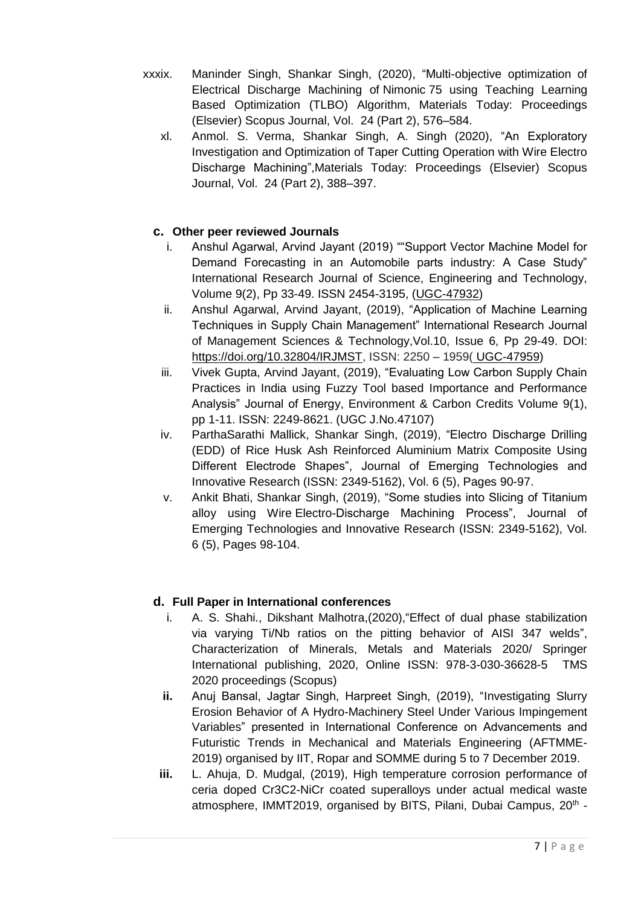xxxix. Maninder Singh, Shankar Singh, (2020), "Multi-objective optimization of Electrical Discharge Machining of Nimonic 75 using Teaching Learning Based Optimization (TLBO) Algorithm, Materials Today: Proceedings (Elsevier) Scopus Journal, Vol. 24 (Part 2), 576–584.

xl. Anmol. S. Verma, Shankar Singh, A. Singh (2020), "An Exploratory Investigation and Optimization of Taper Cutting Operation with Wire Electro Discharge Machining",Materials Today: Proceedings (Elsevier) Scopus Journal, Vol. 24 (Part 2), 388–397.

### c. Other peer reviewed Journals

i. Anshul Agarwal, Arvind Jayant (2019) ""Support Vector Machine Model for Demand Forecasting in an Automobile parts industry: A Case Study" International Research Journal of Science, Engineering and Technology, Volume 9(2), Pp 33-49. ISSN 2454-3195, (UGC-47932)

ii. Anshul Agarwal, Arvind Jayant, (2019), "Application of Machine Learning Techniques in Supply Chain Management" International Research Journal of Management Sciences & Technology,Vol.10, Issue 6, Pp 29-49. DOI: https://doi.org/10.32804/IRJMST, ISSN: 2250 – 1959( UGC-47959)

iii. Vivek Gupta, Arvind Jayant, (2019), "Evaluating Low Carbon Supply Chain Practices in India using Fuzzy Tool based Importance and Performance Analysis" Journal of Energy, Environment & Carbon Credits Volume 9(1), pp 1-11. ISSN: 2249-8621. (UGC J.No.47107)

iv. ParthaSarathi Mallick, Shankar Singh, (2019), "Electro Discharge Drilling (EDD) of Rice Husk Ash Reinforced Aluminium Matrix Composite Using Different Electrode Shapes", Journal of Emerging Technologies and Innovative Research (ISSN: 2349-5162), Vol. 6 (5), Pages 90-97.

v. Ankit Bhati, Shankar Singh, (2019), "Some studies into Slicing of Titanium alloy using Wire Electro-Discharge Machining Process", Journal of Emerging Technologies and Innovative Research (ISSN: 2349-5162), Vol. 6 (5), Pages 98-104.

### d. Full Paper in International conferences

i. A. S. Shahi., Dikshant Malhotra,(2020),"Effect of dual phase stabilization via varying Ti/Nb ratios on the pitting behavior of AISI 347 welds", Characterization of Minerals, Metals and Materials 2020/ Springer International publishing, 2020, Online ISSN: 978-3-030-36628-5 TMS 2020 proceedings (Scopus)

**ii.** Anuj Bansal, Jagtar Singh, Harpreet Singh, (2019), "Investigating Slurry Erosion Behavior of A Hydro-Machinery Steel Under Various Impingement Variables" presented in International Conference on Advancements and Futuristic Trends in Mechanical and Materials Engineering (AFTMME-2019) organised by IIT, Ropar and SOMME during 5 to 7 December 2019.

**iii.** L. Ahuja, D. Mudgal, (2019), High temperature corrosion performance of ceria doped $Cr_3C_2$-NiCr coated superalloys under actual medical waste atmosphere, IMMT2019, organised by BITS, Pilani, Dubai Campus, 20th -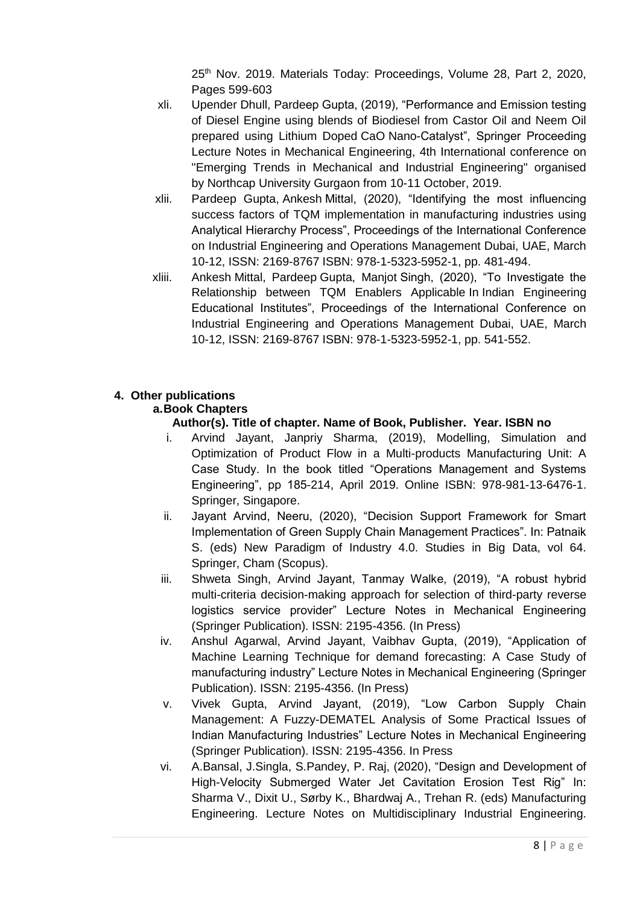25th Nov. 2019. Materials Today: Proceedings, Volume 28, Part 2, 2020, Pages 599-603

xli. Upender Dhull, Pardeep Gupta, (2019), "Performance and Emission testing of Diesel Engine using blends of Biodiesel from Castor Oil and Neem Oil prepared using Lithium Doped CaO Nano-Catalyst", Springer Proceeding Lecture Notes in Mechanical Engineering, 4th International conference on "Emerging Trends in Mechanical and Industrial Engineering" organised by Northcap University Gurgaon from 10-11 October, 2019.

xlii. Pardeep Gupta, Ankesh Mittal, (2020), "Identifying the most influencing success factors of TQM implementation in manufacturing industries using Analytical Hierarchy Process", Proceedings of the International Conference on Industrial Engineering and Operations Management Dubai, UAE, March 10-12, ISSN: 2169-8767 ISBN: 978-1-5323-5952-1, pp. 481-494.

xliii. Ankesh Mittal, Pardeep Gupta, Manjot Singh, (2020), "To Investigate the Relationship between TQM Enablers Applicable In Indian Engineering Educational Institutes", Proceedings of the International Conference on Industrial Engineering and Operations Management Dubai, UAE, March 10-12, ISSN: 2169-8767 ISBN: 978-1-5323-5952-1, pp. 541-552.

## 4. Other publications

### a. Book Chapters

**Author(s). Title of chapter. Name of Book, Publisher. Year. ISBN no**

i. Arvind Jayant, Janpriy Sharma, (2019), Modelling, Simulation and Optimization of Product Flow in a Multi-products Manufacturing Unit: A Case Study. In the book titled "Operations Management and Systems Engineering", pp 185-214, April 2019. Online ISBN: 978-981-13-6476-1. Springer, Singapore.

ii. Jayant Arvind, Neeru, (2020), "Decision Support Framework for Smart Implementation of Green Supply Chain Management Practices". In: Patnaik S. (eds) New Paradigm of Industry 4.0. Studies in Big Data, vol 64. Springer, Cham (Scopus).

iii. Shweta Singh, Arvind Jayant, Tanmay Walke, (2019), "A robust hybrid multi-criteria decision-making approach for selection of third-party reverse logistics service provider" Lecture Notes in Mechanical Engineering (Springer Publication). ISSN: 2195-4356. (In Press)

iv. Anshul Agarwal, Arvind Jayant, Vaibhav Gupta, (2019), "Application of Machine Learning Technique for demand forecasting: A Case Study of manufacturing industry" Lecture Notes in Mechanical Engineering (Springer Publication). ISSN: 2195-4356. (In Press)

v. Vivek Gupta, Arvind Jayant, (2019), "Low Carbon Supply Chain Management: A Fuzzy-DEMATEL Analysis of Some Practical Issues of Indian Manufacturing Industries" Lecture Notes in Mechanical Engineering (Springer Publication). ISSN: 2195-4356. In Press

vi. A.Bansal, J.Singla, S.Pandey, P. Raj, (2020), "Design and Development of High-Velocity Submerged Water Jet Cavitation Erosion Test Rig" In: Sharma V., Dixit U., Sørby K., Bhardwaj A., Trehan R. (eds) Manufacturing Engineering. Lecture Notes on Multidisciplinary Industrial Engineering.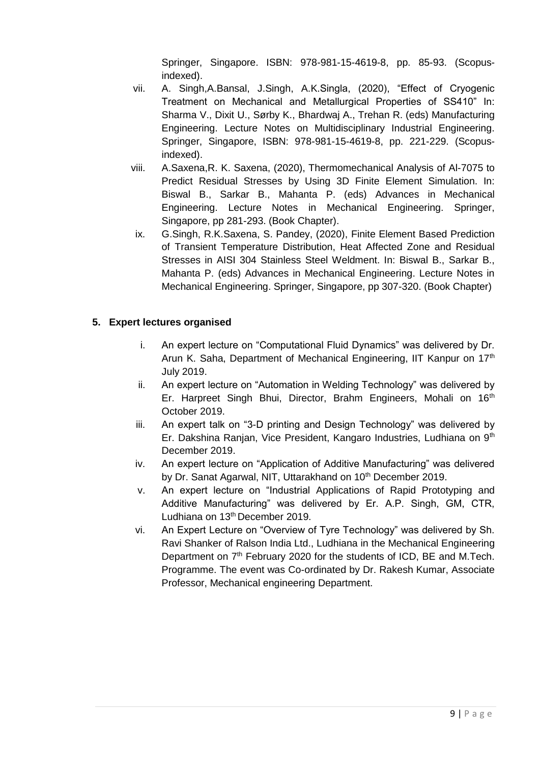Springer, Singapore. ISBN: 978-981-15-4619-8, pp. 85-93. (Scopus-indexed).

vii. A. Singh,A.Bansal, J.Singh, A.K.Singla, (2020), "Effect of Cryogenic Treatment on Mechanical and Metallurgical Properties of SS410" In: Sharma V., Dixit U., Sørby K., Bhardwaj A., Trehan R. (eds) Manufacturing Engineering. Lecture Notes on Multidisciplinary Industrial Engineering. Springer, Singapore, ISBN: 978-981-15-4619-8, pp. 221-229. (Scopus-indexed).

viii. A.Saxena,R. K. Saxena, (2020), Thermomechanical Analysis of Al-7075 to Predict Residual Stresses by Using 3D Finite Element Simulation. In: Biswal B., Sarkar B., Mahanta P. (eds) Advances in Mechanical Engineering. Lecture Notes in Mechanical Engineering. Springer, Singapore, pp 281-293. (Book Chapter).

ix. G.Singh, R.K.Saxena, S. Pandey, (2020), Finite Element Based Prediction of Transient Temperature Distribution, Heat Affected Zone and Residual Stresses in AISI 304 Stainless Steel Weldment. In: Biswal B., Sarkar B., Mahanta P. (eds) Advances in Mechanical Engineering. Lecture Notes in Mechanical Engineering. Springer, Singapore, pp 307-320. (Book Chapter)

## 5. Expert lectures organised

i. An expert lecture on "Computational Fluid Dynamics" was delivered by Dr. Arun K. Saha, Department of Mechanical Engineering, IIT Kanpur on 17th July 2019.

ii. An expert lecture on "Automation in Welding Technology" was delivered by Er. Harpreet Singh Bhui, Director, Brahm Engineers, Mohali on 16th October 2019.

iii. An expert talk on "3-D printing and Design Technology" was delivered by Er. Dakshina Ranjan, Vice President, Kangaro Industries, Ludhiana on 9th December 2019.

iv. An expert lecture on "Application of Additive Manufacturing" was delivered by Dr. Sanat Agarwal, NIT, Uttarakhand on 10th December 2019.

v. An expert lecture on "Industrial Applications of Rapid Prototyping and Additive Manufacturing" was delivered by Er. A.P. Singh, GM, CTR, Ludhiana on 13th December 2019.

vi. An Expert Lecture on "Overview of Tyre Technology" was delivered by Sh. Ravi Shanker of Ralson India Ltd., Ludhiana in the Mechanical Engineering Department on 7th February 2020 for the students of ICD, BE and M.Tech. Programme. The event was Co-ordinated by Dr. Rakesh Kumar, Associate Professor, Mechanical engineering Department.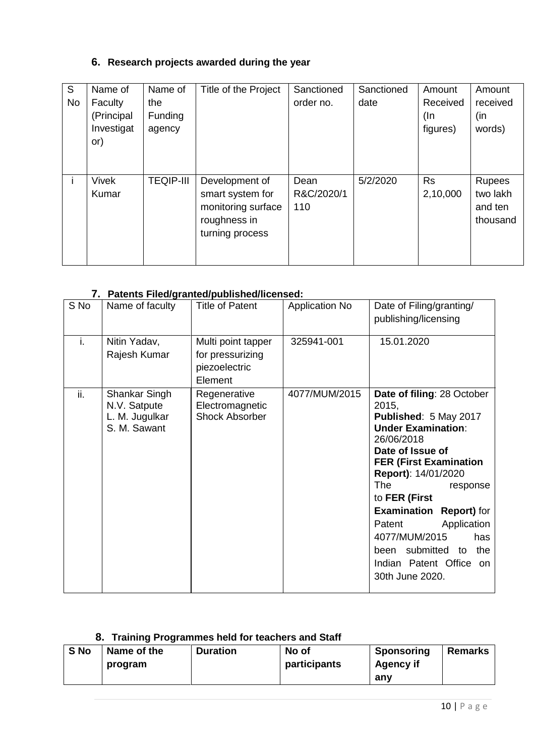## 6. Research projects awarded during the year

| S No | Name of Faculty (Principal Investigator) | Name of the Funding agency | Title of the Project | Sanctioned order no. | Sanctioned date | Amount Received (In figures) | Amount received (in words) |
|---|---|---|---|---|---|---|---|
| i | Vivek Kumar | TEQIP-III | Development of smart system for monitoring surface roughness in turning process | Dean R&C/2020/1110 | 5/2/2020 | Rs 2,10,000 | Rupees two lakh and ten thousand |

## 7. Patents Filed/granted/published/licensed:

| S No | Name of faculty | Title of Patent | Application No | Date of Filing/granting/ publishing/licensing |
|---|---|---|---|---|
| i. | Nitin Yadav, Rajesh Kumar | Multi point tapper for pressurizing piezoelectric Element | 325941-001 | 15.01.2020 |
| ii. | Shankar Singh N.V. Satpute L. M. Jugulkar S. M. Sawant | Regenerative Electromagnetic Shock Absorber | 4077/MUM/2015 | **Date of filing**: 28 October 2015, **Published**: 5 May 2017 **Under Examination**: 26/06/2018 **Date of Issue of FER (First Examination Report)**: 14/01/2020 The response to **FER (First Examination Report)** for Patent Application 4077/MUM/2015 has been submitted to the Indian Patent Office on 30th June 2020. |

## 8. Training Programmes held for teachers and Staff

| S No | Name of the program | Duration | No of participants | Sponsoring Agency if any | Remarks |
|---|---|---|---|---|---|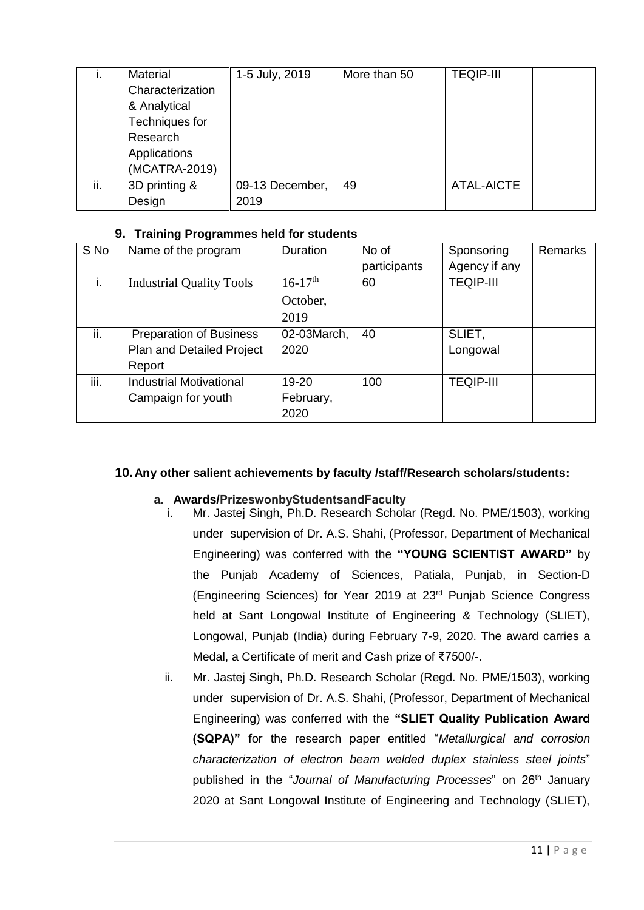| i. | Material Characterization & Analytical Techniques for Research Applications (MCATRA-2019) | 1-5 July, 2019 | More than 50 | TEQIP-III | |
|---|---|---|---|---|---|
| ii. | 3D printing & Design | 09-13 December, 2019 | 49 | ATAL-AICTE | |

## 9. Training Programmes held for students

| S No | Name of the program | Duration | No of participants | Sponsoring Agency if any | Remarks |
|---|---|---|---|---|---|
| i. | Industrial Quality Tools | 16-17th October, 2019 | 60 | TEQIP-III | |
| ii. | Preparation of Business Plan and Detailed Project Report | 02-03March, 2020 | 40 | SLIET, Longowal | |
| iii. | Industrial Motivational Campaign for youth | 19-20 February, 2020 | 100 | TEQIP-III | |

## 10. Any other salient achievements by faculty /staff/Research scholars/students:

### a. Awards/PrizeswonbyStudentsandFaculty

i. Mr. Jastej Singh, Ph.D. Research Scholar (Regd. No. PME/1503), working under supervision of Dr. A.S. Shahi, (Professor, Department of Mechanical Engineering) was conferred with the **"YOUNG SCIENTIST AWARD"** by the Punjab Academy of Sciences, Patiala, Punjab, in Section-D (Engineering Sciences) for Year 2019 at 23rd Punjab Science Congress held at Sant Longowal Institute of Engineering & Technology (SLIET), Longowal, Punjab (India) during February 7-9, 2020. The award carries a Medal, a Certificate of merit and Cash prize of ₹7500/-.

ii. Mr. Jastej Singh, Ph.D. Research Scholar (Regd. No. PME/1503), working under supervision of Dr. A.S. Shahi, (Professor, Department of Mechanical Engineering) was conferred with the **"SLIET Quality Publication Award (SQPA)"** for the research paper entitled "*Metallurgical and corrosion characterization of electron beam welded duplex stainless steel joints*" published in the "*Journal of Manufacturing Processes*" on 26th January 2020 at Sant Longowal Institute of Engineering and Technology (SLIET),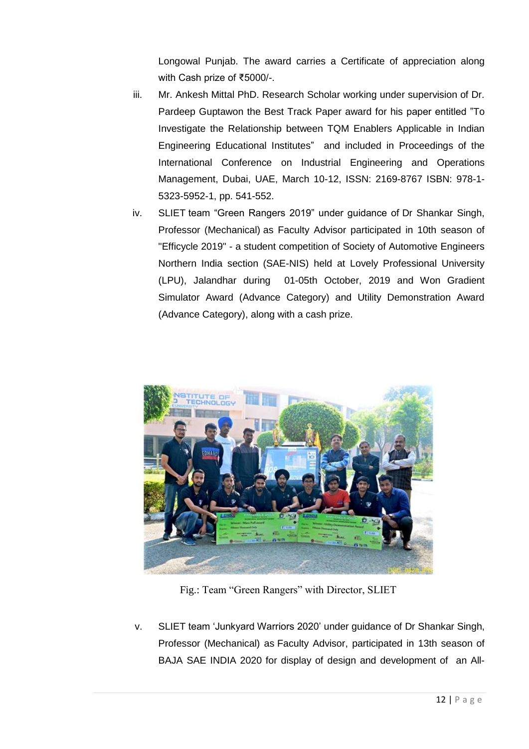Longowal Punjab. The award carries a Certificate of appreciation along with Cash prize of ₹5000/-.

iii. Mr. Ankesh Mittal PhD. Research Scholar working under supervision of Dr. Pardeep Guptawon the Best Track Paper award for his paper entitled "To Investigate the Relationship between TQM Enablers Applicable in Indian Engineering Educational Institutes" and included in Proceedings of the International Conference on Industrial Engineering and Operations Management, Dubai, UAE, March 10-12, ISSN: 2169-8767 ISBN: 978-1-5323-5952-1, pp. 541-552.

iv. SLIET team "Green Rangers 2019" under guidance of Dr Shankar Singh, Professor (Mechanical) as Faculty Advisor participated in 10th season of "Efficycle 2019" - a student competition of Society of Automotive Engineers Northern India section (SAE-NIS) held at Lovely Professional University (LPU), Jalandhar during 01-05th October, 2019 and Won Gradient Simulator Award (Advance Category) and Utility Demonstration Award (Advance Category), along with a cash prize.

Fig.: Team "Green Rangers" with Director, SLIET

v. SLIET team 'Junkyard Warriors 2020' under guidance of Dr Shankar Singh, Professor (Mechanical) as Faculty Advisor, participated in 13th season of BAJA SAE INDIA 2020 for display of design and development of an All-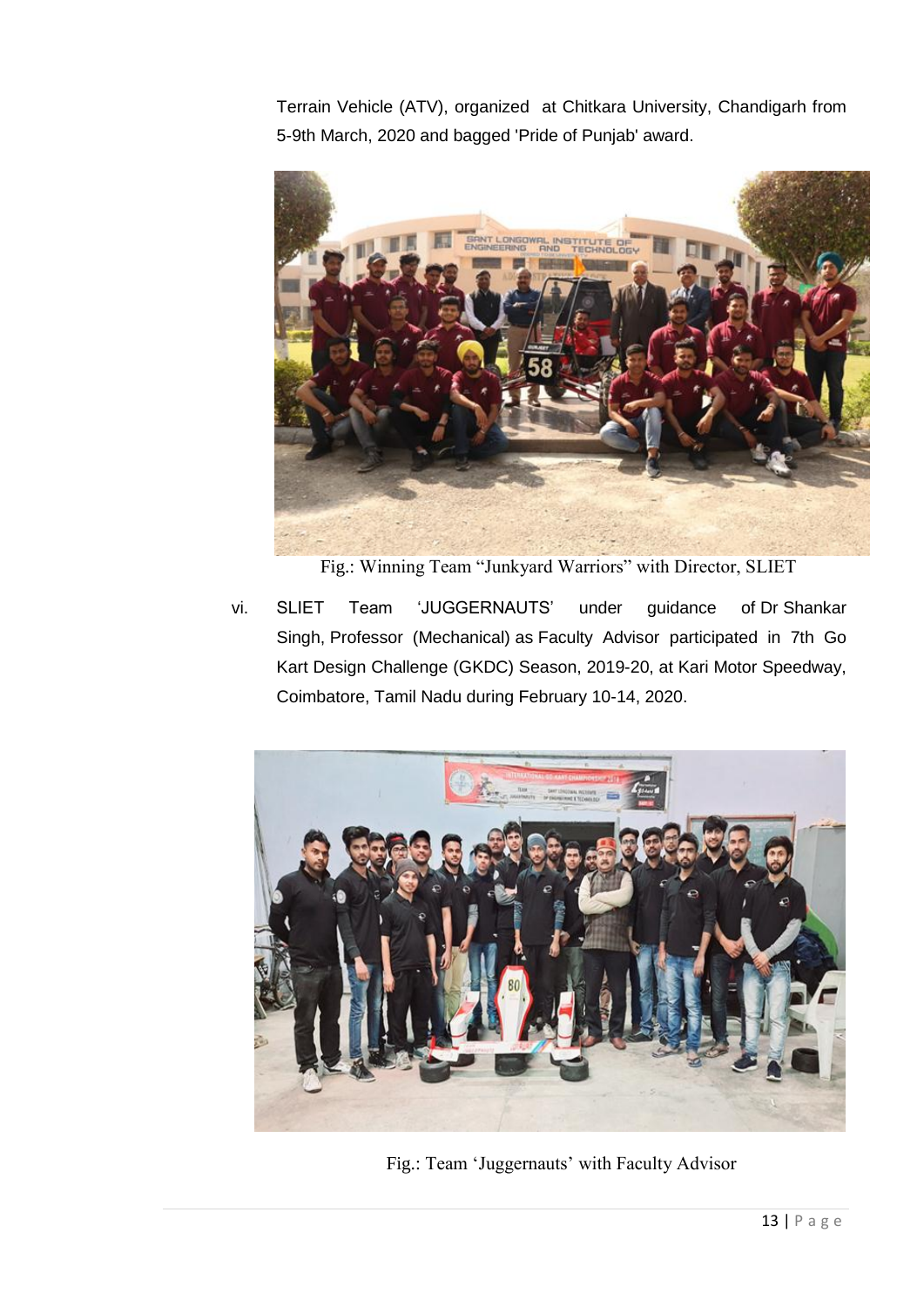Terrain Vehicle (ATV), organized at Chitkara University, Chandigarh from 5-9th March, 2020 and bagged 'Pride of Punjab' award.

Fig.: Winning Team "Junkyard Warriors" with Director, SLIET

vi. SLIET Team 'JUGGERNAUTS' under guidance of Dr Shankar Singh, Professor (Mechanical) as Faculty Advisor participated in 7th Go Kart Design Challenge (GKDC) Season, 2019-20, at Kari Motor Speedway, Coimbatore, Tamil Nadu during February 10-14, 2020.

Fig.: Team 'Juggernauts' with Faculty Advisor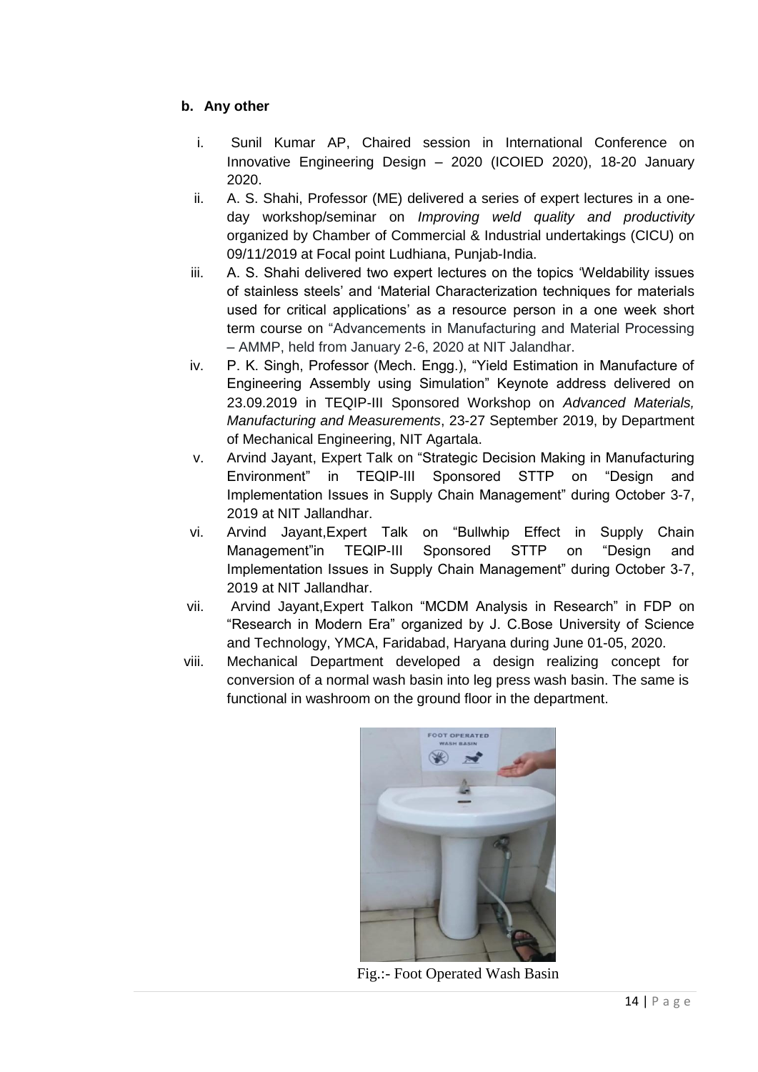**b. Any other**

i. Sunil Kumar AP, Chaired session in International Conference on Innovative Engineering Design – 2020 (ICOIED 2020), 18-20 January 2020.
ii. A. S. Shahi, Professor (ME) delivered a series of expert lectures in a one-day workshop/seminar on *Improving weld quality and productivity* organized by Chamber of Commercial & Industrial undertakings (CICU) on 09/11/2019 at Focal point Ludhiana, Punjab-India.
iii. A. S. Shahi delivered two expert lectures on the topics 'Weldability issues of stainless steels' and 'Material Characterization techniques for materials used for critical applications' as a resource person in a one week short term course on "Advancements in Manufacturing and Material Processing – AMMP, held from January 2-6, 2020 at NIT Jalandhar.
iv. P. K. Singh, Professor (Mech. Engg.), "Yield Estimation in Manufacture of Engineering Assembly using Simulation" Keynote address delivered on 23.09.2019 in TEQIP-III Sponsored Workshop on *Advanced Materials, Manufacturing and Measurements*, 23-27 September 2019, by Department of Mechanical Engineering, NIT Agartala.
v. Arvind Jayant, Expert Talk on "Strategic Decision Making in Manufacturing Environment" in TEQIP-III Sponsored STTP on "Design and Implementation Issues in Supply Chain Management" during October 3-7, 2019 at NIT Jallandhar.
vi. Arvind Jayant,Expert Talk on "Bullwhip Effect in Supply Chain Management"in TEQIP-III Sponsored STTP on "Design and Implementation Issues in Supply Chain Management" during October 3-7, 2019 at NIT Jallandhar.
vii. Arvind Jayant,Expert Talkon "MCDM Analysis in Research" in FDP on "Research in Modern Era" organized by J. C.Bose University of Science and Technology, YMCA, Faridabad, Haryana during June 01-05, 2020.
viii. Mechanical Department developed a design realizing concept for conversion of a normal wash basin into leg press wash basin. The same is functional in washroom on the ground floor in the department.

Fig.:- Foot Operated Wash Basin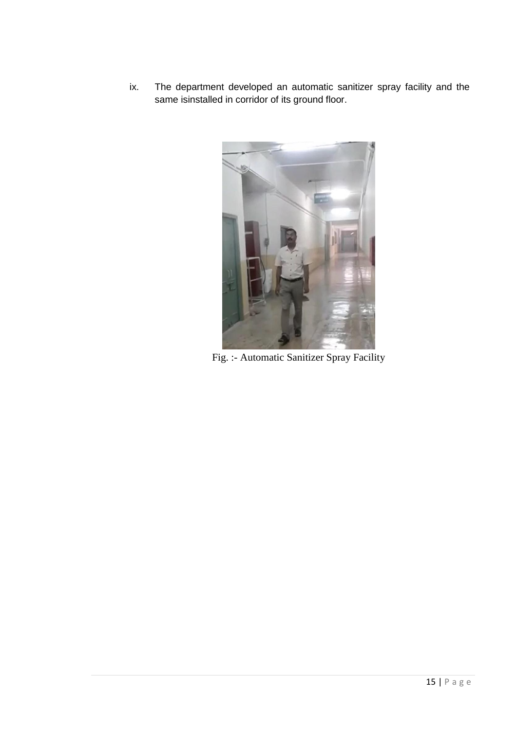ix. The department developed an automatic sanitizer spray facility and the same isinstalled in corridor of its ground floor.

Fig. :- Automatic Sanitizer Spray Facility